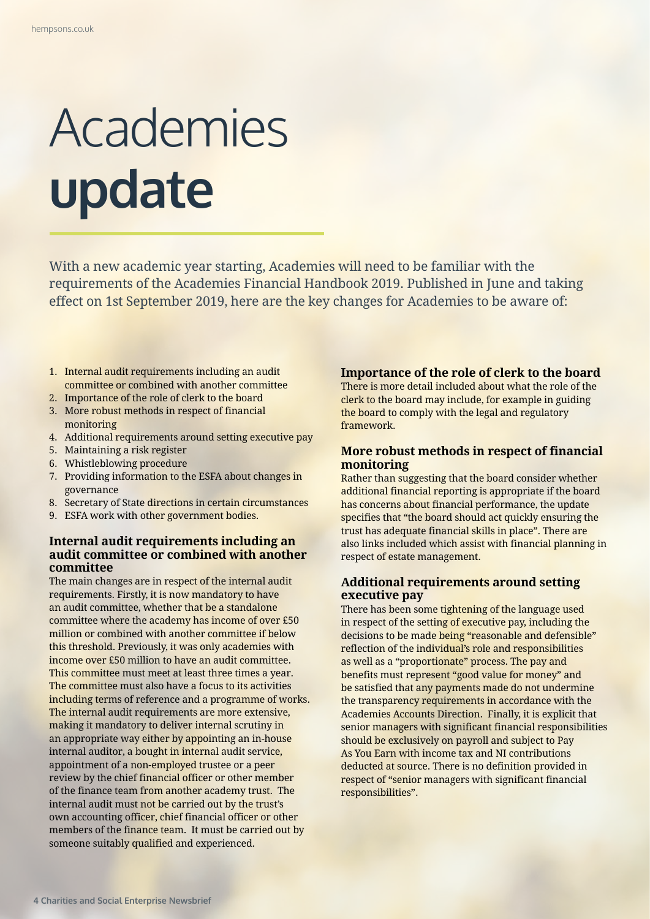# Academies **update**

With a new academic year starting, Academies will need to be familiar with the requirements of the Academies Financial Handbook 2019. Published in June and taking effect on 1st September 2019, here are the key changes for Academies to be aware of:

1. Internal audit requirements including an audit committee or combined with another committee
2. Importance of the role of clerk to the board
3. More robust methods in respect of financial monitoring
4. Additional requirements around setting executive pay
5. Maintaining a risk register
6. Whistleblowing procedure
7. Providing information to the ESFA about changes in governance
8. Secretary of State directions in certain circumstances
9. ESFA work with other government bodies.

### Internal audit requirements including an audit committee or combined with another committee

The main changes are in respect of the internal audit requirements. Firstly, it is now mandatory to have an audit committee, whether that be a standalone committee where the academy has income of over £50 million or combined with another committee if below this threshold. Previously, it was only academies with income over £50 million to have an audit committee. This committee must meet at least three times a year. The committee must also have a focus to its activities including terms of reference and a programme of works. The internal audit requirements are more extensive, making it mandatory to deliver internal scrutiny in an appropriate way either by appointing an in-house internal auditor, a bought in internal audit service, appointment of a non-employed trustee or a peer review by the chief financial officer or other member of the finance team from another academy trust. The internal audit must not be carried out by the trust's own accounting officer, chief financial officer or other members of the finance team. It must be carried out by someone suitably qualified and experienced.

### Importance of the role of clerk to the board

There is more detail included about what the role of the clerk to the board may include, for example in guiding the board to comply with the legal and regulatory framework.

### More robust methods in respect of financial monitoring

Rather than suggesting that the board consider whether additional financial reporting is appropriate if the board has concerns about financial performance, the update specifies that "the board should act quickly ensuring the trust has adequate financial skills in place". There are also links included which assist with financial planning in respect of estate management.

### Additional requirements around setting executive pay

There has been some tightening of the language used in respect of the setting of executive pay, including the decisions to be made being "reasonable and defensible" reflection of the individual's role and responsibilities as well as a "proportionate" process. The pay and benefits must represent "good value for money" and be satisfied that any payments made do not undermine the transparency requirements in accordance with the Academies Accounts Direction. Finally, it is explicit that senior managers with significant financial responsibilities should be exclusively on payroll and subject to Pay As You Earn with income tax and NI contributions deducted at source. There is no definition provided in respect of "senior managers with significant financial responsibilities".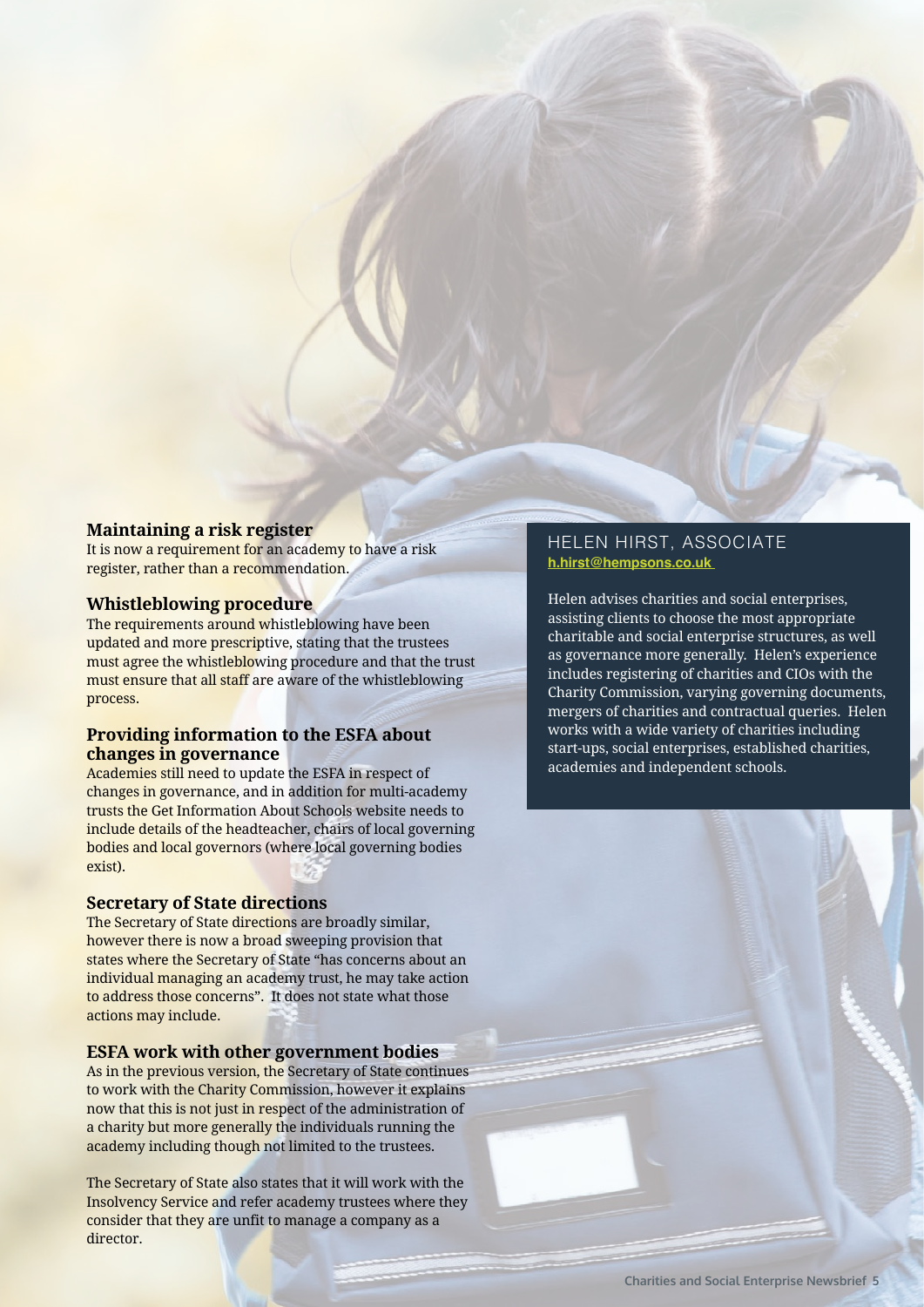### Maintaining a risk register

It is now a requirement for an academy to have a risk register, rather than a recommendation.

### Whistleblowing procedure

The requirements around whistleblowing have been updated and more prescriptive, stating that the trustees must agree the whistleblowing procedure and that the trust must ensure that all staff are aware of the whistleblowing process.

### Providing information to the ESFA about changes in governance

Academies still need to update the ESFA in respect of changes in governance, and in addition for multi-academy trusts the Get Information About Schools website needs to include details of the headteacher, chairs of local governing bodies and local governors (where local governing bodies exist).

### Secretary of State directions

The Secretary of State directions are broadly similar, however there is now a broad sweeping provision that states where the Secretary of State "has concerns about an individual managing an academy trust, he may take action to address those concerns". It does not state what those actions may include.

### ESFA work with other government bodies

As in the previous version, the Secretary of State continues to work with the Charity Commission, however it explains now that this is not just in respect of the administration of a charity but more generally the individuals running the academy including though not limited to the trustees.

The Secretary of State also states that it will work with the Insolvency Service and refer academy trustees where they consider that they are unfit to manage a company as a director.

HELEN HIRST, ASSOCIATE
**h.hirst@hempsons.co.uk**

Helen advises charities and social enterprises, assisting clients to choose the most appropriate charitable and social enterprise structures, as well as governance more generally. Helen's experience includes registering of charities and CIOs with the Charity Commission, varying governing documents, mergers of charities and contractual queries. Helen works with a wide variety of charities including start-ups, social enterprises, established charities, academies and independent schools.